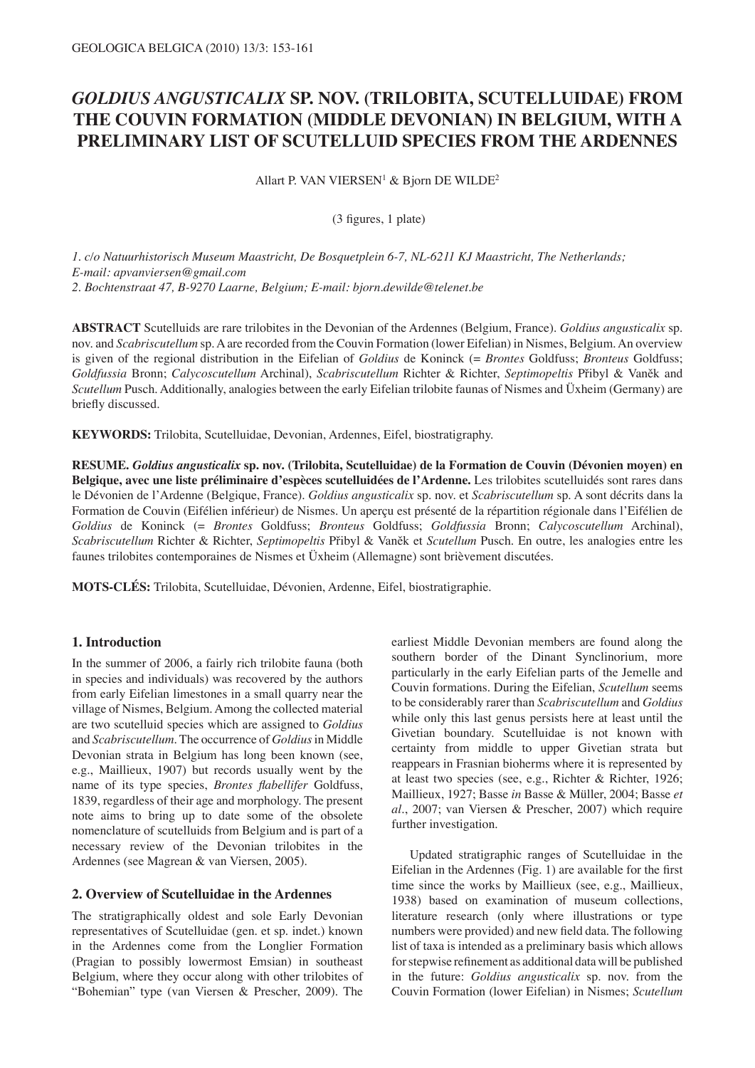# *GOLDIUS ANGUSTICALIX* SP. NOV. (TRILOBITA, SCUTELLUIDAE) FROM THE COUVIN FORMATION (MIDDLE DEVONIAN) IN BELGIUM, WITH A PRELIMINARY LIST OF SCUTELLUID SPECIES FROM THE ARDENNES

Allart P. VAN VIERSEN[1] & Bjorn DE WILDE[2]

(3 figures, 1 plate)

*1. c/o Natuurhistorisch Museum Maastricht, De Bosquetplein 6-7, NL-6211 KJ Maastricht, The Netherlands; E-mail: apvanviersen@gmail.com*
*2. Bochtenstraat 47, B-9270 Laarne, Belgium; E-mail: bjorn.dewilde@telenet.be*

**ABSTRACT** Scutelluids are rare trilobites in the Devonian of the Ardennes (Belgium, France). *Goldius angusticalix* sp. nov. and *Scabriscutellum* sp. A are recorded from the Couvin Formation (lower Eifelian) in Nismes, Belgium. An overview is given of the regional distribution in the Eifelian of *Goldius* de Koninck (= *Brontes* Goldfuss; *Bronteus* Goldfuss; *Goldfussia* Bronn; *Calycoscutellum* Archinal), *Scabriscutellum* Richter & Richter, *Septimopeltis* Přibyl & Vaněk and *Scutellum* Pusch. Additionally, analogies between the early Eifelian trilobite faunas of Nismes and Üxheim (Germany) are briefly discussed.

**KEYWORDS:** Trilobita, Scutelluidae, Devonian, Ardennes, Eifel, biostratigraphy.

**RESUME.** ***Goldius angusticalix* sp. nov. (Trilobita, Scutelluidae) de la Formation de Couvin (Dévonien moyen) en Belgique, avec une liste préliminaire d'espèces scutelluidées de l'Ardenne.** Les trilobites scutelluidés sont rares dans le Dévonien de l'Ardenne (Belgique, France). *Goldius angusticalix* sp. nov. et *Scabriscutellum* sp. A sont décrits dans la Formation de Couvin (Eifélien inférieur) de Nismes. Un aperçu est présenté de la répartition régionale dans l'Eifélien de *Goldius* de Koninck (= *Brontes* Goldfuss; *Bronteus* Goldfuss; *Goldfussia* Bronn; *Calycoscutellum* Archinal), *Scabriscutellum* Richter & Richter, *Septimopeltis* Přibyl & Vaněk et *Scutellum* Pusch. En outre, les analogies entre les faunes trilobites contemporaines de Nismes et Üxheim (Allemagne) sont brièvement discutées.

**MOTS-CLÉS:** Trilobita, Scutelluidae, Dévonien, Ardenne, Eifel, biostratigraphie.

## 1. Introduction

In the summer of 2006, a fairly rich trilobite fauna (both in species and individuals) was recovered by the authors from early Eifelian limestones in a small quarry near the village of Nismes, Belgium. Among the collected material are two scutelluid species which are assigned to *Goldius* and *Scabriscutellum*. The occurrence of *Goldius* in Middle Devonian strata in Belgium has long been known (see, e.g., Maillieux, 1907) but records usually went by the name of its type species, *Brontes flabellifer* Goldfuss, 1839, regardless of their age and morphology. The present note aims to bring up to date some of the obsolete nomenclature of scutelluids from Belgium and is part of a necessary review of the Devonian trilobites in the Ardennes (see Magrean & van Viersen, 2005).

## 2. Overview of Scutelluidae in the Ardennes

The stratigraphically oldest and sole Early Devonian representatives of Scutelluidae (gen. et sp. indet.) known in the Ardennes come from the Longlier Formation (Pragian to possibly lowermost Emsian) in southeast Belgium, where they occur along with other trilobites of "Bohemian" type (van Viersen & Prescher, 2009). The earliest Middle Devonian members are found along the southern border of the Dinant Synclinorium, more particularly in the early Eifelian parts of the Jemelle and Couvin formations. During the Eifelian, *Scutellum* seems to be considerably rarer than *Scabriscutellum* and *Goldius* while only this last genus persists here at least until the Givetian boundary. Scutelluidae is not known with certainty from middle to upper Givetian strata but reappears in Frasnian bioherms where it is represented by at least two species (see, e.g., Richter & Richter, 1926; Maillieux, 1927; Basse *in* Basse & Müller, 2004; Basse *et al.*, 2007; van Viersen & Prescher, 2007) which require further investigation.

Updated stratigraphic ranges of Scutelluidae in the Eifelian in the Ardennes (Fig. 1) are available for the first time since the works by Maillieux (see, e.g., Maillieux, 1938) based on examination of museum collections, literature research (only where illustrations or type numbers were provided) and new field data. The following list of taxa is intended as a preliminary basis which allows for stepwise refinement as additional data will be published in the future: *Goldius angusticalix* sp. nov. from the Couvin Formation (lower Eifelian) in Nismes; *Scutellum*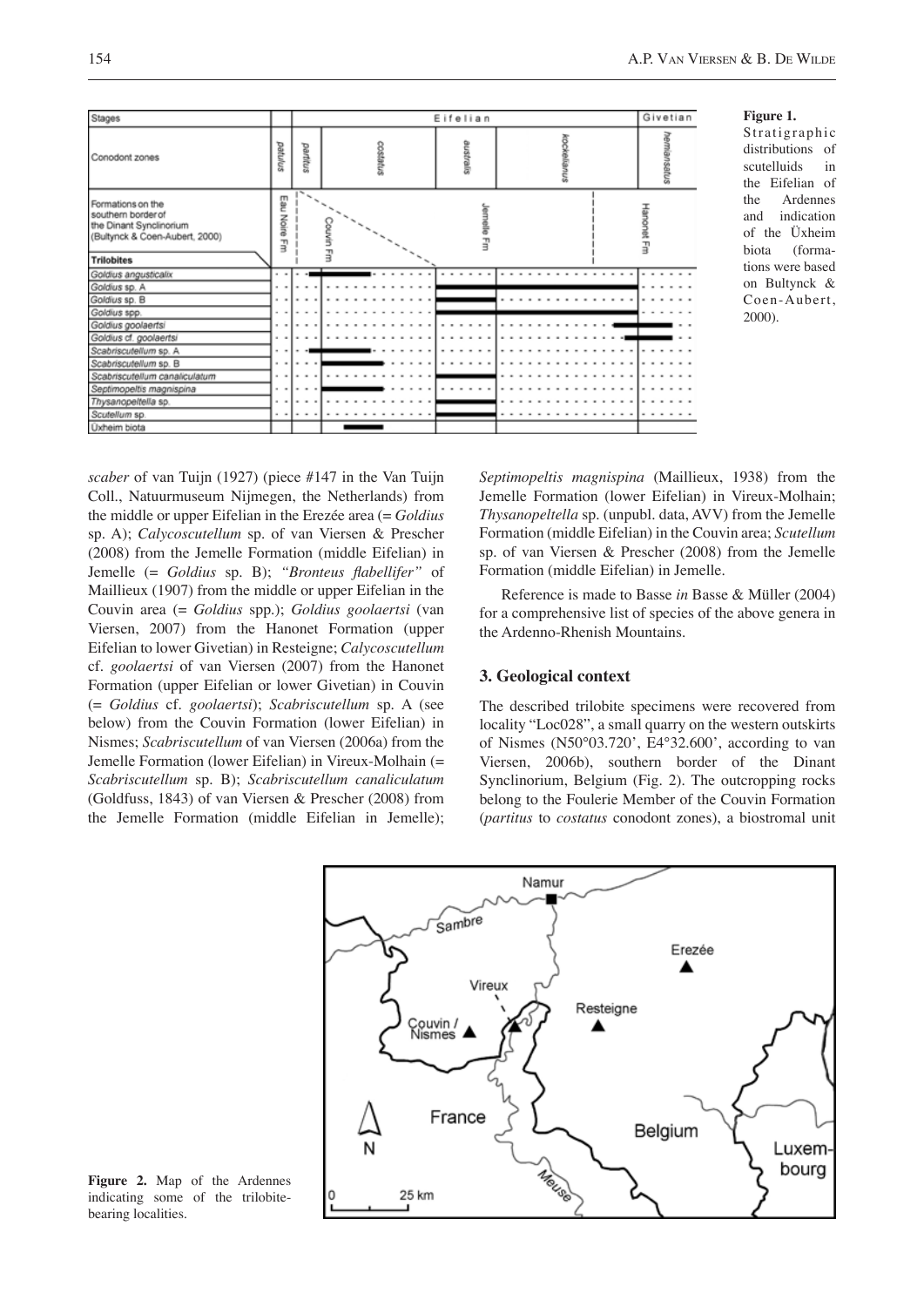Figure 1. Stratigraphic distributions of scutelluids in the Eifelian of the Ardennes and indication of the Üxheim biota (formations were based on Bultynck & Coen-Aubert, 2000).

Figure 2. Map of the Ardennes indicating some of the trilobite-bearing localities.

*scaber* of van Tuijn (1927) (piece #147 in the Van Tuijn Coll., Natuurmuseum Nijmegen, the Netherlands) from the middle or upper Eifelian in the Erezée area (= *Goldius* sp. A); *Calycoscutellum* sp. of van Viersen & Prescher (2008) from the Jemelle Formation (middle Eifelian) in Jemelle (= *Goldius* sp. B); *"Bronteus flabellifer"* of Maillieux (1907) from the middle or upper Eifelian in the Couvin area (= *Goldius* spp.); *Goldius goolaertsi* (van Viersen, 2007) from the Hanonet Formation (upper Eifelian to lower Givetian) in Resteigne; *Calycoscutellum* cf. *goolaertsi* of van Viersen (2007) from the Hanonet Formation (upper Eifelian or lower Givetian) in Couvin (= *Goldius* cf. *goolaertsi*); *Scabriscutellum* sp. A (see below) from the Couvin Formation (lower Eifelian) in Nismes; *Scabriscutellum* of van Viersen (2006a) from the Jemelle Formation (lower Eifelian) in Vireux-Molhain (= *Scabriscutellum* sp. B); *Scabriscutellum canaliculatum* (Goldfuss, 1843) of van Viersen & Prescher (2008) from the Jemelle Formation (middle Eifelian in Jemelle); *Septimopeltis magnispina* (Maillieux, 1938) from the Jemelle Formation (lower Eifelian) in Vireux-Molhain; *Thysanopeltella* sp. (unpubl. data, AVV) from the Jemelle Formation (middle Eifelian) in the Couvin area; *Scutellum* sp. of van Viersen & Prescher (2008) from the Jemelle Formation (middle Eifelian) in Jemelle.

Reference is made to Basse *in* Basse & Müller (2004) for a comprehensive list of species of the above genera in the Ardenno-Rhenish Mountains.

### 3. Geological context

The described trilobite specimens were recovered from locality "Loc028", a small quarry on the western outskirts of Nismes (N50°03.720', E4°32.600', according to van Viersen, 2006b), southern border of the Dinant Synclinorium, Belgium (Fig. 2). The outcropping rocks belong to the Foulerie Member of the Couvin Formation (*partitus* to *costatus* conodont zones), a biostromal unit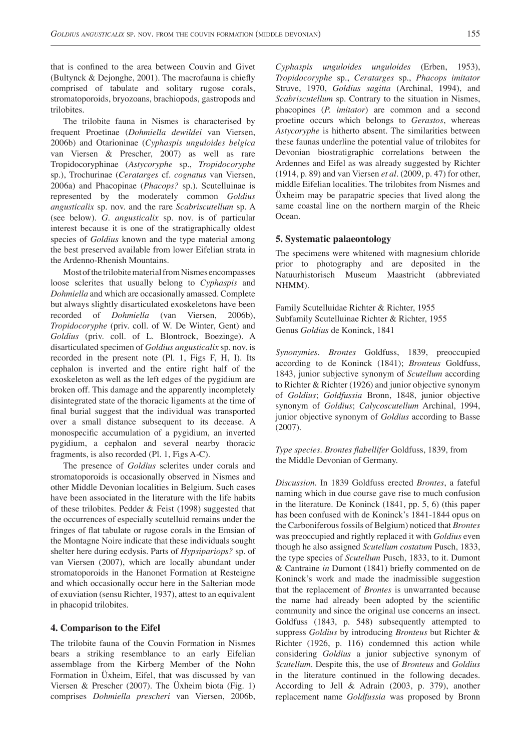that is confined to the area between Couvin and Givet (Bultynck & Dejonghe, 2001). The macrofauna is chiefly comprised of tabulate and solitary rugose corals, stromatoporoids, bryozoans, brachiopods, gastropods and trilobites.

The trilobite fauna in Nismes is characterised by frequent Proetinae (*Dohmiella dewildei* van Viersen, 2006b) and Otarioninae (*Cyphaspis unguloides belgica* van Viersen & Prescher, 2007) as well as rare Tropidocoryphinae (*Astycoryphe* sp., *Tropidocoryphe* sp.), Trochurinae (*Ceratarges* cf. *cognatus* van Viersen, 2006a) and Phacopinae (*Phacops?* sp.). Scutelluinae is represented by the moderately common *Goldius angusticalix* sp. nov. and the rare *Scabriscutellum* sp. A (see below). *G. angusticalix* sp. nov. is of particular interest because it is one of the stratigraphically oldest species of *Goldius* known and the type material among the best preserved available from lower Eifelian strata in the Ardenno-Rhenish Mountains.

Most of the trilobite material from Nismes encompasses loose sclerites that usually belong to *Cyphaspis* and *Dohmiella* and which are occasionally amassed. Complete but always slightly disarticulated exoskeletons have been recorded of *Dohmiella* (van Viersen, 2006b), *Tropidocoryphe* (priv. coll. of W. De Winter, Gent) and *Goldius* (priv. coll. of L. Blontrock, Boezinge). A disarticulated specimen of *Goldius angusticalix* sp. nov. is recorded in the present note (Pl. 1, Figs F, H, I). Its cephalon is inverted and the entire right half of the exoskeleton as well as the left edges of the pygidium are broken off. This damage and the apparently incompletely disintegrated state of the thoracic ligaments at the time of final burial suggest that the individual was transported over a small distance subsequent to its decease. A monospecific accumulation of a pygidium, an inverted pygidium, a cephalon and several nearby thoracic fragments, is also recorded (Pl. 1, Figs A-C).

The presence of *Goldius* sclerites under corals and stromatoporoids is occasionally observed in Nismes and other Middle Devonian localities in Belgium. Such cases have been associated in the literature with the life habits of these trilobites. Pedder & Feist (1998) suggested that the occurrences of especially scutelluid remains under the fringes of flat tabulate or rugose corals in the Emsian of the Montagne Noire indicate that these individuals sought shelter here during ecdysis. Parts of *Hypsipariops?* sp. of van Viersen (2007), which are locally abundant under stromatoporoids in the Hanonet Formation at Resteigne and which occasionally occur here in the Salterian mode of exuviation (sensu Richter, 1937), attest to an equivalent in phacopid trilobites.

## 4. Comparison to the Eifel

The trilobite fauna of the Couvin Formation in Nismes bears a striking resemblance to an early Eifelian assemblage from the Kirberg Member of the Nohn Formation in Üxheim, Eifel, that was discussed by van Viersen & Prescher (2007). The Üxheim biota (Fig. 1) comprises *Dohmiella prescheri* van Viersen, 2006b, *Cyphaspis unguloides unguloides* (Erben, 1953), *Tropidocoryphe* sp., *Ceratarges* sp., *Phacops imitator* Struve, 1970, *Goldius sagitta* (Archinal, 1994), and *Scabriscutellum* sp. Contrary to the situation in Nismes, phacopines (*P. imitator*) are common and a second proetine occurs which belongs to *Gerastos*, whereas *Astycoryphe* is hitherto absent. The similarities between these faunas underline the potential value of trilobites for Devonian biostratigraphic correlations between the Ardennes and Eifel as was already suggested by Richter (1914, p. 89) and van Viersen *et al*. (2009, p. 47) for other, middle Eifelian localities. The trilobites from Nismes and Üxheim may be parapatric species that lived along the same coastal line on the northern margin of the Rheic Ocean.

## 5. Systematic palaeontology

The specimens were whitened with magnesium chloride prior to photography and are deposited in the Natuurhistorisch Museum Maastricht (abbreviated NHMM).

Family Scutelluidae Richter & Richter, 1955
Subfamily Scutelluinae Richter & Richter, 1955
Genus *Goldius* de Koninck, 1841

*Synonymies*. *Brontes* Goldfuss, 1839, preoccupied according to de Koninck (1841); *Bronteus* Goldfuss, 1843, junior subjective synonym of *Scutellum* according to Richter & Richter (1926) and junior objective synonym of *Goldius*; *Goldfussia* Bronn, 1848, junior objective synonym of *Goldius*; *Calycoscutellum* Archinal, 1994, junior objective synonym of *Goldius* according to Basse (2007).

*Type species*. *Brontes flabellifer* Goldfuss, 1839, from the Middle Devonian of Germany.

*Discussion*. In 1839 Goldfuss erected *Brontes*, a fateful naming which in due course gave rise to much confusion in the literature. De Koninck (1841, pp. 5, 6) (this paper has been confused with de Koninck's 1841-1844 opus on the Carboniferous fossils of Belgium) noticed that *Brontes* was preoccupied and rightly replaced it with *Goldius* even though he also assigned *Scutellum costatum* Pusch, 1833, the type species of *Scutellum* Pusch, 1833, to it. Dumont & Cantraine *in* Dumont (1841) briefly commented on de Koninck's work and made the inadmissible suggestion that the replacement of *Brontes* is unwarranted because the name had already been adopted by the scientific community and since the original use concerns an insect. Goldfuss (1843, p. 548) subsequently attempted to suppress *Goldius* by introducing *Bronteus* but Richter & Richter (1926, p. 116) condemned this action while considering *Goldius* a junior subjective synonym of *Scutellum*. Despite this, the use of *Bronteus* and *Goldius* in the literature continued in the following decades. According to Jell & Adrain (2003, p. 379), another replacement name *Goldfussia* was proposed by Bronn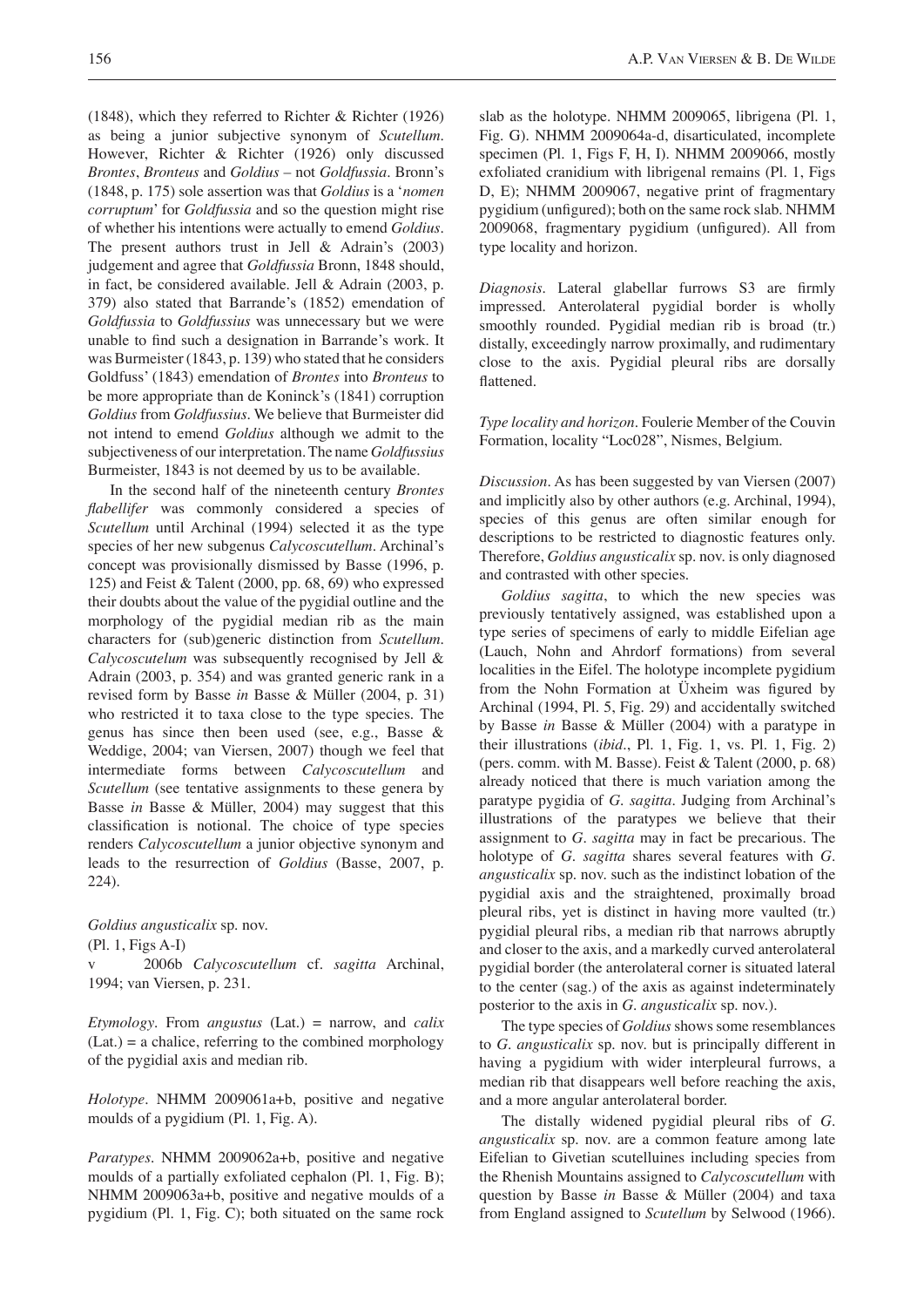(1848), which they referred to Richter & Richter (1926) as being a junior subjective synonym of *Scutellum*. However, Richter & Richter (1926) only discussed *Brontes*, *Bronteus* and *Goldius* – not *Goldfussia*. Bronn's (1848, p. 175) sole assertion was that *Goldius* is a '*nomen corruptum*' for *Goldfussia* and so the question might rise of whether his intentions were actually to emend *Goldius*. The present authors trust in Jell & Adrain's (2003) judgement and agree that *Goldfussia* Bronn, 1848 should, in fact, be considered available. Jell & Adrain (2003, p. 379) also stated that Barrande's (1852) emendation of *Goldfussia* to *Goldfussius* was unnecessary but we were unable to find such a designation in Barrande's work. It was Burmeister (1843, p. 139) who stated that he considers Goldfuss' (1843) emendation of *Brontes* into *Bronteus* to be more appropriate than de Koninck's (1841) corruption *Goldius* from *Goldfussius*. We believe that Burmeister did not intend to emend *Goldius* although we admit to the subjectiveness of our interpretation. The name *Goldfussius* Burmeister, 1843 is not deemed by us to be available.

In the second half of the nineteenth century *Brontes flabellifer* was commonly considered a species of *Scutellum* until Archinal (1994) selected it as the type species of her new subgenus *Calycoscutellum*. Archinal's concept was provisionally dismissed by Basse (1996, p. 125) and Feist & Talent (2000, pp. 68, 69) who expressed their doubts about the value of the pygidial outline and the morphology of the pygidial median rib as the main characters for (sub)generic distinction from *Scutellum*. *Calycoscutelum* was subsequently recognised by Jell & Adrain (2003, p. 354) and was granted generic rank in a revised form by Basse *in* Basse & Müller (2004, p. 31) who restricted it to taxa close to the type species. The genus has since then been used (see, e.g., Basse & Weddige, 2004; van Viersen, 2007) though we feel that intermediate forms between *Calycoscutellum* and *Scutellum* (see tentative assignments to these genera by Basse *in* Basse & Müller, 2004) may suggest that this classification is notional. The choice of type species renders *Calycoscutellum* a junior objective synonym and leads to the resurrection of *Goldius* (Basse, 2007, p. 224).

*Goldius angusticalix* sp. nov.
(Pl. 1, Figs A-I)

v 2006b *Calycoscutellum* cf. *sagitta* Archinal, 1994; van Viersen, p. 231.

*Etymology*. From *angustus* (Lat.) = narrow, and *calix* (Lat.) = a chalice, referring to the combined morphology of the pygidial axis and median rib.

*Holotype*. NHMM 2009061a+b, positive and negative moulds of a pygidium (Pl. 1, Fig. A).

*Paratypes*. NHMM 2009062a+b, positive and negative moulds of a partially exfoliated cephalon (Pl. 1, Fig. B); NHMM 2009063a+b, positive and negative moulds of a pygidium (Pl. 1, Fig. C); both situated on the same rock slab as the holotype. NHMM 2009065, librigena (Pl. 1, Fig. G). NHMM 2009064a-d, disarticulated, incomplete specimen (Pl. 1, Figs F, H, I). NHMM 2009066, mostly exfoliated cranidium with librigenal remains (Pl. 1, Figs D, E); NHMM 2009067, negative print of fragmentary pygidium (unfigured); both on the same rock slab. NHMM 2009068, fragmentary pygidium (unfigured). All from type locality and horizon.

*Diagnosis*. Lateral glabellar furrows S3 are firmly impressed. Anterolateral pygidial border is wholly smoothly rounded. Pygidial median rib is broad (tr.) distally, exceedingly narrow proximally, and rudimentary close to the axis. Pygidial pleural ribs are dorsally flattened.

*Type locality and horizon*. Foulerie Member of the Couvin Formation, locality "Loc028", Nismes, Belgium.

*Discussion*. As has been suggested by van Viersen (2007) and implicitly also by other authors (e.g. Archinal, 1994), species of this genus are often similar enough for descriptions to be restricted to diagnostic features only. Therefore, *Goldius angusticalix* sp. nov. is only diagnosed and contrasted with other species.

*Goldius sagitta*, to which the new species was previously tentatively assigned, was established upon a type series of specimens of early to middle Eifelian age (Lauch, Nohn and Ahrdorf formations) from several localities in the Eifel. The holotype incomplete pygidium from the Nohn Formation at Üxheim was figured by Archinal (1994, Pl. 5, Fig. 29) and accidentally switched by Basse *in* Basse & Müller (2004) with a paratype in their illustrations (*ibid*., Pl. 1, Fig. 1, vs. Pl. 1, Fig. 2) (pers. comm. with M. Basse). Feist & Talent (2000, p. 68) already noticed that there is much variation among the paratype pygidia of *G. sagitta*. Judging from Archinal's illustrations of the paratypes we believe that their assignment to *G. sagitta* may in fact be precarious. The holotype of *G. sagitta* shares several features with *G. angusticalix* sp. nov. such as the indistinct lobation of the pygidial axis and the straightened, proximally broad pleural ribs, yet is distinct in having more vaulted (tr.) pygidial pleural ribs, a median rib that narrows abruptly and closer to the axis, and a markedly curved anterolateral pygidial border (the anterolateral corner is situated lateral to the center (sag.) of the axis as against indeterminately posterior to the axis in *G. angusticalix* sp. nov.).

The type species of *Goldius* shows some resemblances to *G. angusticalix* sp. nov. but is principally different in having a pygidium with wider interpleural furrows, a median rib that disappears well before reaching the axis, and a more angular anterolateral border.

The distally widened pygidial pleural ribs of *G. angusticalix* sp. nov. are a common feature among late Eifelian to Givetian scutelluines including species from the Rhenish Mountains assigned to *Calycoscutellum* with question by Basse *in* Basse & Müller (2004) and taxa from England assigned to *Scutellum* by Selwood (1966).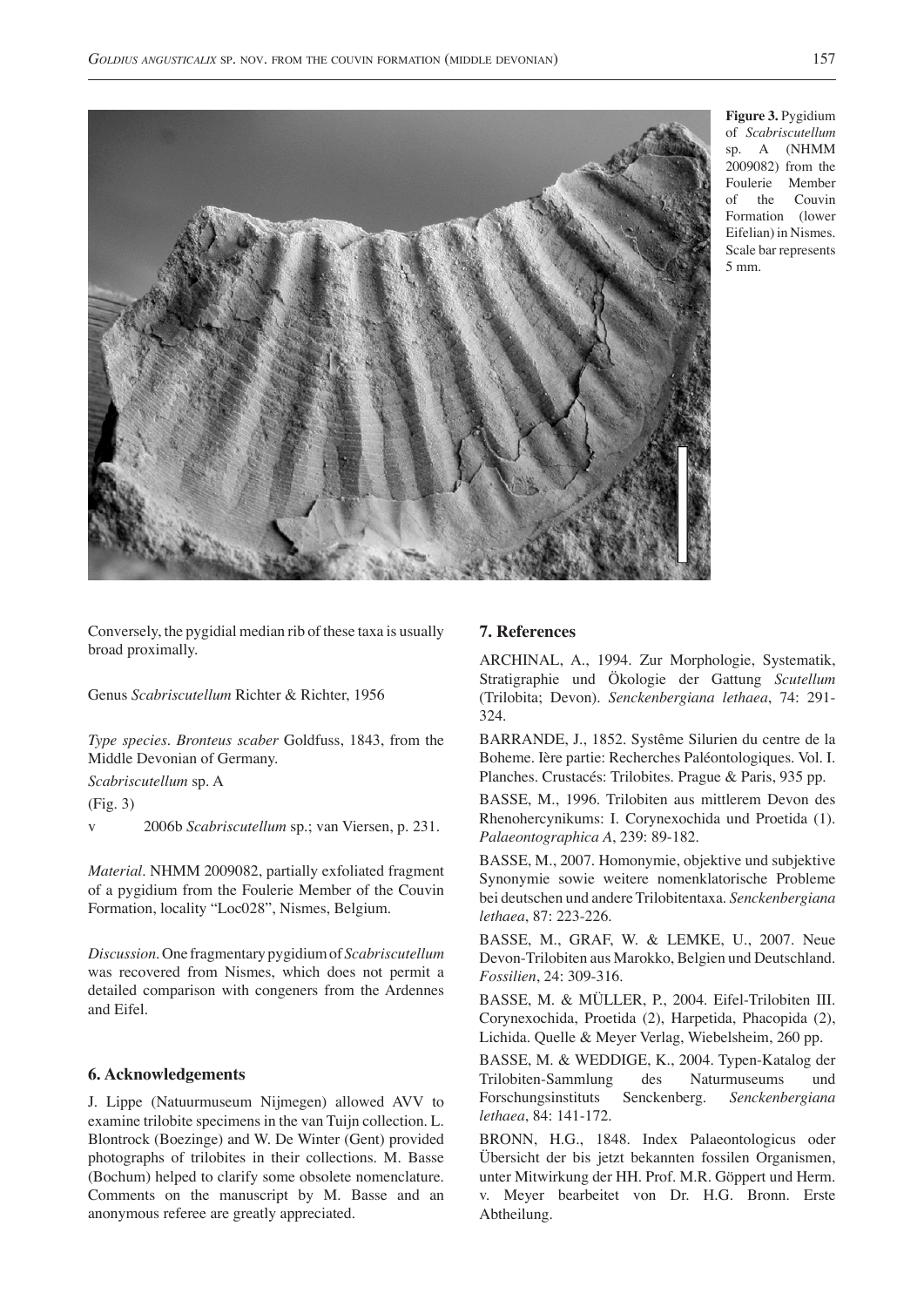**Figure 3.** Pygidium of *Scabriscutellum* sp. A (NHMM 2009082) from the Foulerie Member of the Couvin Formation (lower Eifelian) in Nismes. Scale bar represents 5 mm.

Conversely, the pygidial median rib of these taxa is usually broad proximally.

Genus *Scabriscutellum* Richter & Richter, 1956

*Type species*. *Bronteus scaber* Goldfuss, 1843, from the Middle Devonian of Germany.

*Scabriscutellum* sp. A

(Fig. 3)

v 2006b *Scabriscutellum* sp.; van Viersen, p. 231.

*Material*. NHMM 2009082, partially exfoliated fragment of a pygidium from the Foulerie Member of the Couvin Formation, locality "Loc028", Nismes, Belgium.

*Discussion*. One fragmentary pygidium of *Scabriscutellum* was recovered from Nismes, which does not permit a detailed comparison with congeners from the Ardennes and Eifel.

## 6. Acknowledgements

J. Lippe (Natuurmuseum Nijmegen) allowed AVV to examine trilobite specimens in the van Tuijn collection. L. Blontrock (Boezinge) and W. De Winter (Gent) provided photographs of trilobites in their collections. M. Basse (Bochum) helped to clarify some obsolete nomenclature. Comments on the manuscript by M. Basse and an anonymous referee are greatly appreciated.

## 7. References

ARCHINAL, A., 1994. Zur Morphologie, Systematik, Stratigraphie und Ökologie der Gattung *Scutellum* (Trilobita; Devon). *Senckenbergiana lethaea*, 74: 291-324.

BARRANDE, J., 1852. Systême Silurien du centre de la Boheme. Ière partie: Recherches Paléontologiques. Vol. I. Planches. Crustacés: Trilobites. Prague & Paris, 935 pp.

BASSE, M., 1996. Trilobiten aus mittlerem Devon des Rhenohercynikums: I. Corynexochida und Proetida (1). *Palaeontographica A*, 239: 89-182.

BASSE, M., 2007. Homonymie, objektive und subjektive Synonymie sowie weitere nomenklatorische Probleme bei deutschen und andere Trilobitentaxa. *Senckenbergiana lethaea*, 87: 223-226.

BASSE, M., GRAF, W. & LEMKE, U., 2007. Neue Devon-Trilobiten aus Marokko, Belgien und Deutschland. *Fossilien*, 24: 309-316.

BASSE, M. & MÜLLER, P., 2004. Eifel-Trilobiten III. Corynexochida, Proetida (2), Harpetida, Phacopida (2), Lichida. Quelle & Meyer Verlag, Wiebelsheim, 260 pp.

BASSE, M. & WEDDIGE, K., 2004. Typen-Katalog der Trilobiten-Sammlung des Naturmuseums und Forschungsinstituts Senckenberg. *Senckenbergiana lethaea*, 84: 141-172.

BRONN, H.G., 1848. Index Palaeontologicus oder Übersicht der bis jetzt bekannten fossilen Organismen, unter Mitwirkung der HH. Prof. M.R. Göppert und Herm. v. Meyer bearbeitet von Dr. H.G. Bronn. Erste Abtheilung.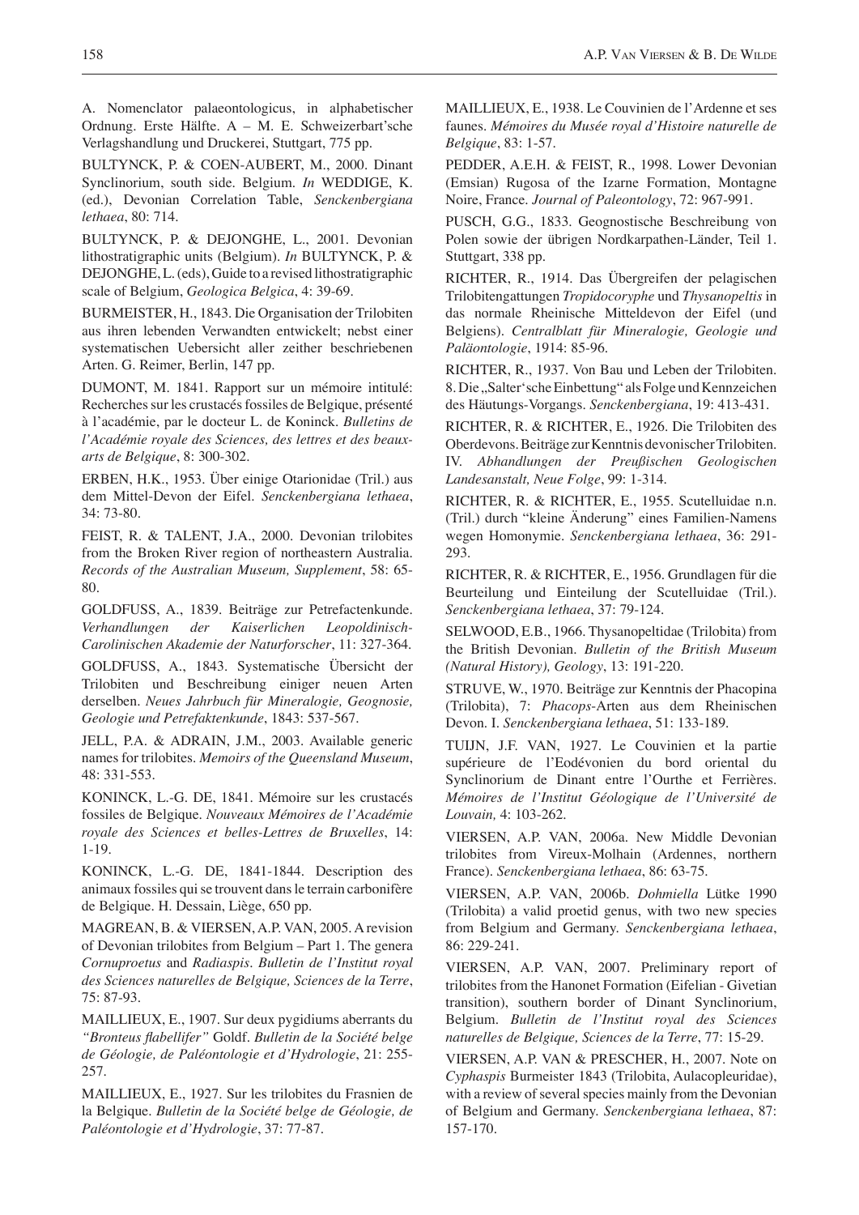A. Nomenclator palaeontologicus, in alphabetischer Ordnung. Erste Hälfte. A – M. E. Schweizerbart'sche Verlagshandlung und Druckerei, Stuttgart, 775 pp.

BULTYNCK, P. & COEN-AUBERT, M., 2000. Dinant Synclinorium, south side. Belgium. *In* WEDDIGE, K. (ed.), Devonian Correlation Table, *Senckenbergiana lethaea*, 80: 714.

BULTYNCK, P. & DEJONGHE, L., 2001. Devonian lithostratigraphic units (Belgium). *In* BULTYNCK, P. & DEJONGHE, L. (eds), Guide to a revised lithostratigraphic scale of Belgium, *Geologica Belgica*, 4: 39-69.

BURMEISTER, H., 1843. Die Organisation der Trilobiten aus ihren lebenden Verwandten entwickelt; nebst einer systematischen Uebersicht aller zeither beschriebenen Arten. G. Reimer, Berlin, 147 pp.

DUMONT, M. 1841. Rapport sur un mémoire intitulé: Recherches sur les crustacés fossiles de Belgique, présenté à l'académie, par le docteur L. de Koninck. *Bulletins de l'Académie royale des Sciences, des lettres et des beaux-arts de Belgique*, 8: 300-302.

ERBEN, H.K., 1953. Über einige Otarionidae (Tril.) aus dem Mittel-Devon der Eifel. *Senckenbergiana lethaea*, 34: 73-80.

FEIST, R. & TALENT, J.A., 2000. Devonian trilobites from the Broken River region of northeastern Australia. *Records of the Australian Museum, Supplement*, 58: 65-80.

GOLDFUSS, A., 1839. Beiträge zur Petrefactenkunde. *Verhandlungen der Kaiserlichen Leopoldinisch-Carolinischen Akademie der Naturforscher*, 11: 327-364.

GOLDFUSS, A., 1843. Systematische Übersicht der Trilobiten und Beschreibung einiger neuen Arten derselben. *Neues Jahrbuch für Mineralogie, Geognosie, Geologie und Petrefaktenkunde*, 1843: 537-567.

JELL, P.A. & ADRAIN, J.M., 2003. Available generic names for trilobites. *Memoirs of the Queensland Museum*, 48: 331-553.

KONINCK, L.-G. DE, 1841. Mémoire sur les crustacés fossiles de Belgique. *Nouveaux Mémoires de l'Académie royale des Sciences et belles-Lettres de Bruxelles*, 14: 1-19.

KONINCK, L.-G. DE, 1841-1844. Description des animaux fossiles qui se trouvent dans le terrain carbonifère de Belgique. H. Dessain, Liège, 650 pp.

MAGREAN, B. & VIERSEN, A.P. VAN, 2005. A revision of Devonian trilobites from Belgium – Part 1. The genera *Cornuproetus* and *Radiaspis*. *Bulletin de l'Institut royal des Sciences naturelles de Belgique, Sciences de la Terre*, 75: 87-93.

MAILLIEUX, E., 1907. Sur deux pygidiums aberrants du *"Bronteus flabellifer"* Goldf. *Bulletin de la Société belge de Géologie, de Paléontologie et d'Hydrologie*, 21: 255-257.

MAILLIEUX, E., 1927. Sur les trilobites du Frasnien de la Belgique. *Bulletin de la Société belge de Géologie, de Paléontologie et d'Hydrologie*, 37: 77-87.

MAILLIEUX, E., 1938. Le Couvinien de l'Ardenne et ses faunes. *Mémoires du Musée royal d'Histoire naturelle de Belgique*, 83: 1-57.

PEDDER, A.E.H. & FEIST, R., 1998. Lower Devonian (Emsian) Rugosa of the Izarne Formation, Montagne Noire, France. *Journal of Paleontology*, 72: 967-991.

PUSCH, G.G., 1833. Geognostische Beschreibung von Polen sowie der übrigen Nordkarpathen-Länder, Teil 1. Stuttgart, 338 pp.

RICHTER, R., 1914. Das Übergreifen der pelagischen Trilobitengattungen *Tropidocoryphe* und *Thysanopeltis* in das normale Rheinische Mitteldevon der Eifel (und Belgiens). *Centralblatt für Mineralogie, Geologie und Paläontologie*, 1914: 85-96.

RICHTER, R., 1937. Von Bau und Leben der Trilobiten. 8. Die „Salter'sche Einbettung" als Folge und Kennzeichen des Häutungs-Vorgangs. *Senckenbergiana*, 19: 413-431.

RICHTER, R. & RICHTER, E., 1926. Die Trilobiten des Oberdevons. Beiträge zur Kenntnis devonischer Trilobiten. IV. *Abhandlungen der Preußischen Geologischen Landesanstalt, Neue Folge*, 99: 1-314.

RICHTER, R. & RICHTER, E., 1955. Scutelluidae n.n. (Tril.) durch "kleine Änderung" eines Familien-Namens wegen Homonymie. *Senckenbergiana lethaea*, 36: 291-293.

RICHTER, R. & RICHTER, E., 1956. Grundlagen für die Beurteilung und Einteilung der Scutelluidae (Tril.). *Senckenbergiana lethaea*, 37: 79-124.

SELWOOD, E.B., 1966. Thysanopeltidae (Trilobita) from the British Devonian. *Bulletin of the British Museum (Natural History), Geology*, 13: 191-220.

STRUVE, W., 1970. Beiträge zur Kenntnis der Phacopina (Trilobita), 7: *Phacops*-Arten aus dem Rheinischen Devon. I. *Senckenbergiana lethaea*, 51: 133-189.

TUIJN, J.F. VAN, 1927. Le Couvinien et la partie supérieure de l'Eodévonien du bord oriental du Synclinorium de Dinant entre l'Ourthe et Ferrières. *Mémoires de l'Institut Géologique de l'Université de Louvain,* 4: 103-262.

VIERSEN, A.P. VAN, 2006a. New Middle Devonian trilobites from Vireux-Molhain (Ardennes, northern France). *Senckenbergiana lethaea*, 86: 63-75.

VIERSEN, A.P. VAN, 2006b. *Dohmiella* Lütke 1990 (Trilobita) a valid proetid genus, with two new species from Belgium and Germany. *Senckenbergiana lethaea*, 86: 229-241.

VIERSEN, A.P. VAN, 2007. Preliminary report of trilobites from the Hanonet Formation (Eifelian - Givetian transition), southern border of Dinant Synclinorium, Belgium. *Bulletin de l'Institut royal des Sciences naturelles de Belgique, Sciences de la Terre*, 77: 15-29.

VIERSEN, A.P. VAN & PRESCHER, H., 2007. Note on *Cyphaspis* Burmeister 1843 (Trilobita, Aulacopleuridae), with a review of several species mainly from the Devonian of Belgium and Germany. *Senckenbergiana lethaea*, 87: 157-170.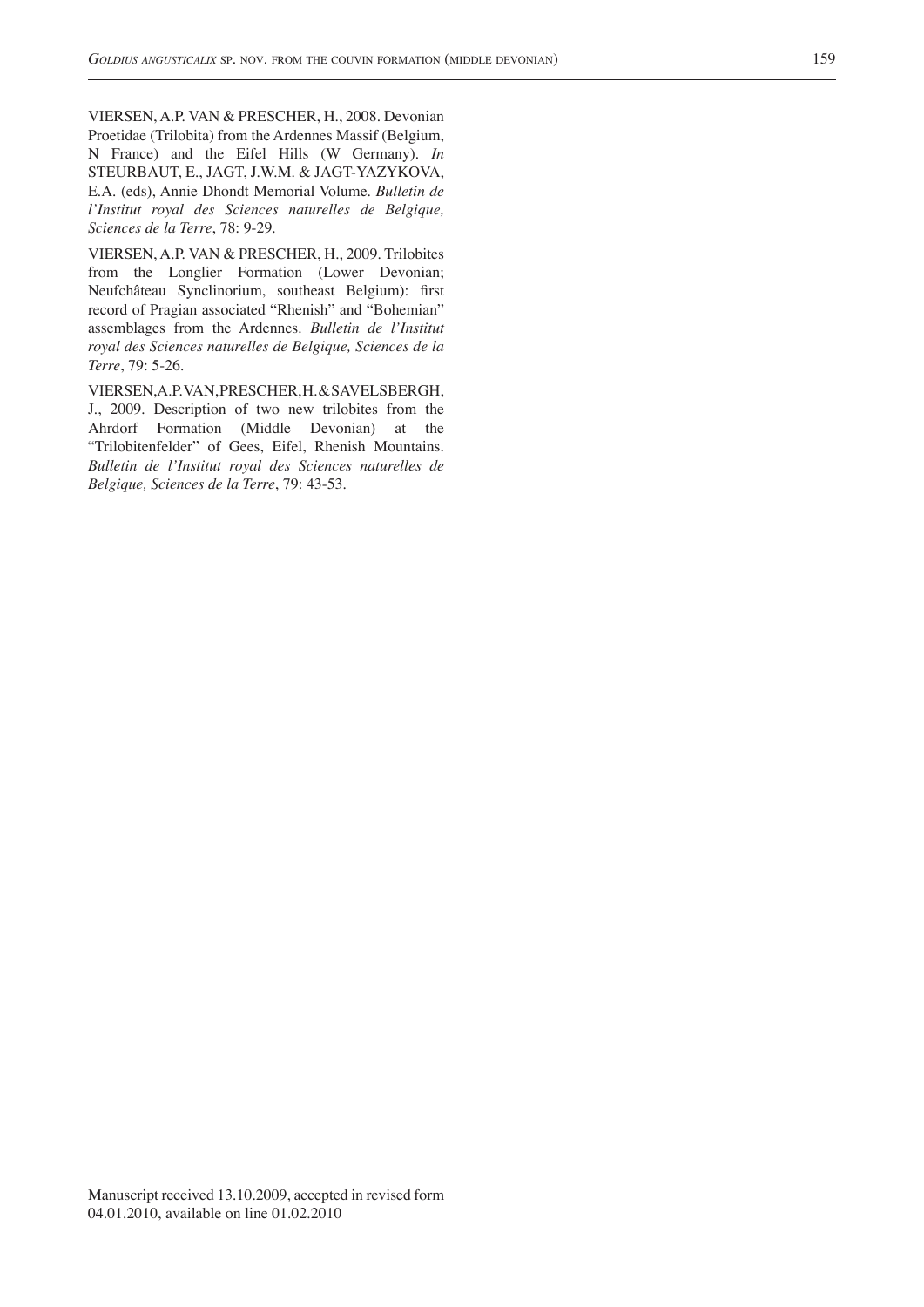VIERSEN, A.P. VAN & PRESCHER, H., 2008. Devonian Proetidae (Trilobita) from the Ardennes Massif (Belgium, N France) and the Eifel Hills (W Germany). *In* STEURBAUT, E., JAGT, J.W.M. & JAGT-YAZYKOVA, E.A. (eds), Annie Dhondt Memorial Volume. *Bulletin de l'Institut royal des Sciences naturelles de Belgique, Sciences de la Terre*, 78: 9-29.

VIERSEN, A.P. VAN & PRESCHER, H., 2009. Trilobites from the Longlier Formation (Lower Devonian; Neufchâteau Synclinorium, southeast Belgium): first record of Pragian associated "Rhenish" and "Bohemian" assemblages from the Ardennes. *Bulletin de l'Institut royal des Sciences naturelles de Belgique, Sciences de la Terre*, 79: 5-26.

VIERSEN, A.P. VAN, PRESCHER, H. & SAVELSBERGH, J., 2009. Description of two new trilobites from the Ahrdorf Formation (Middle Devonian) at the "Trilobitenfelder" of Gees, Eifel, Rhenish Mountains. *Bulletin de l'Institut royal des Sciences naturelles de Belgique, Sciences de la Terre*, 79: 43-53.

Manuscript received 13.10.2009, accepted in revised form 04.01.2010, available on line 01.02.2010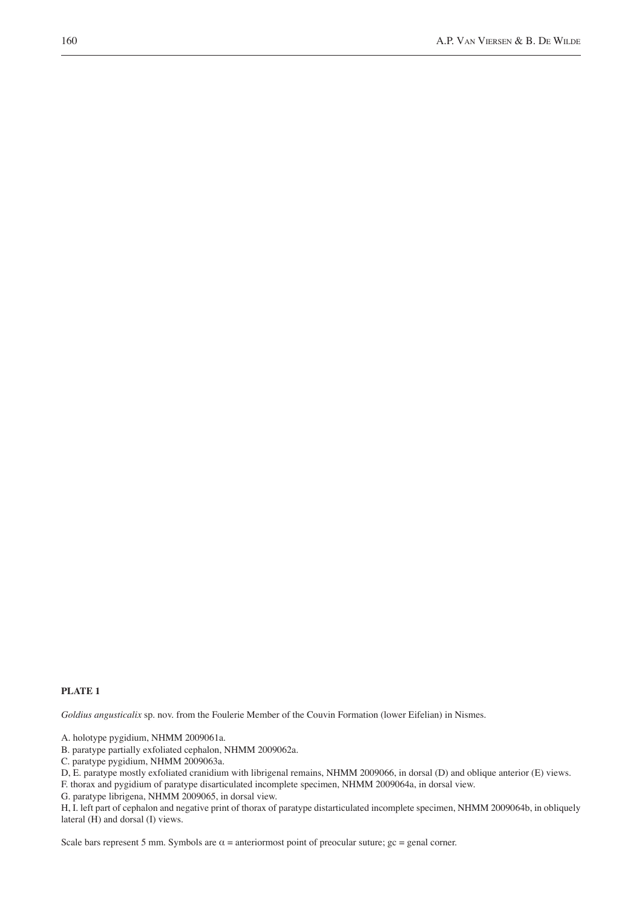**PLATE 1**

*Goldius angusticalix* sp. nov. from the Foulerie Member of the Couvin Formation (lower Eifelian) in Nismes.

A. holotype pygidium, NHMM 2009061a.
B. paratype partially exfoliated cephalon, NHMM 2009062a.
C. paratype pygidium, NHMM 2009063a.
D, E. paratype mostly exfoliated cranidium with librigenal remains, NHMM 2009066, in dorsal (D) and oblique anterior (E) views.
F. thorax and pygidium of paratype disarticulated incomplete specimen, NHMM 2009064a, in dorsal view.
G. paratype librigena, NHMM 2009065, in dorsal view.
H, I. left part of cephalon and negative print of thorax of paratype distarticulated incomplete specimen, NHMM 2009064b, in obliquely lateral (H) and dorsal (I) views.

Scale bars represent 5 mm. Symbols are $\alpha$ = anteriormost point of preocular suture; gc = genal corner.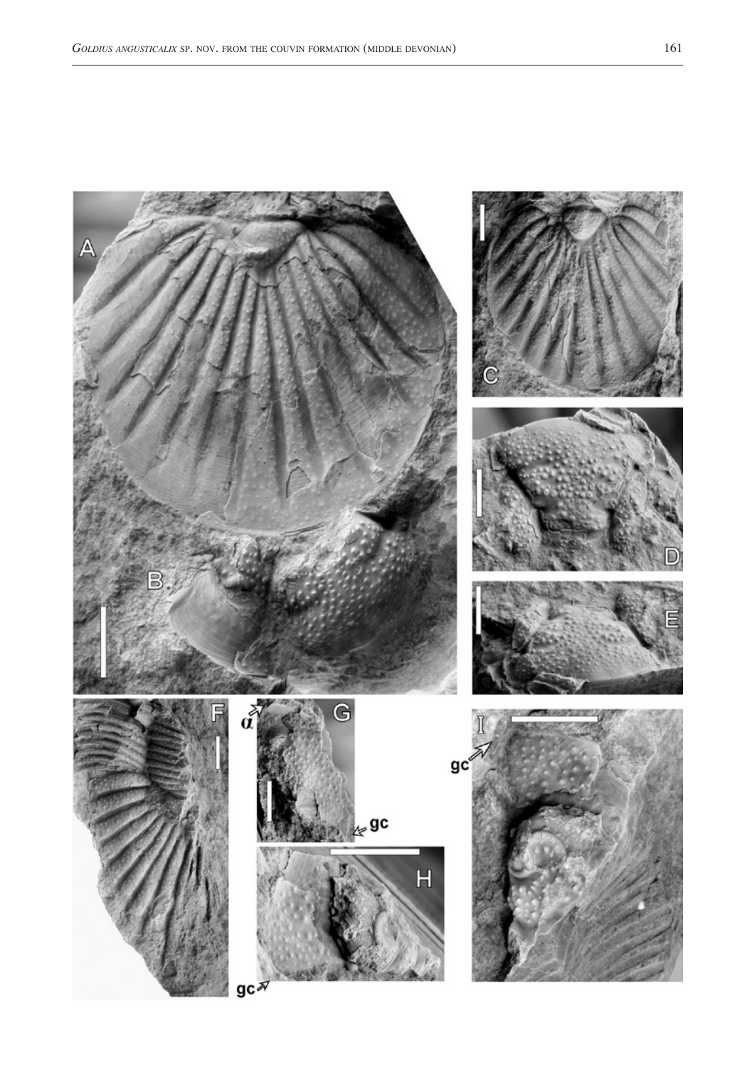A

B

C

D

E

F

G

a

gc

gc

H

gc

I

gc